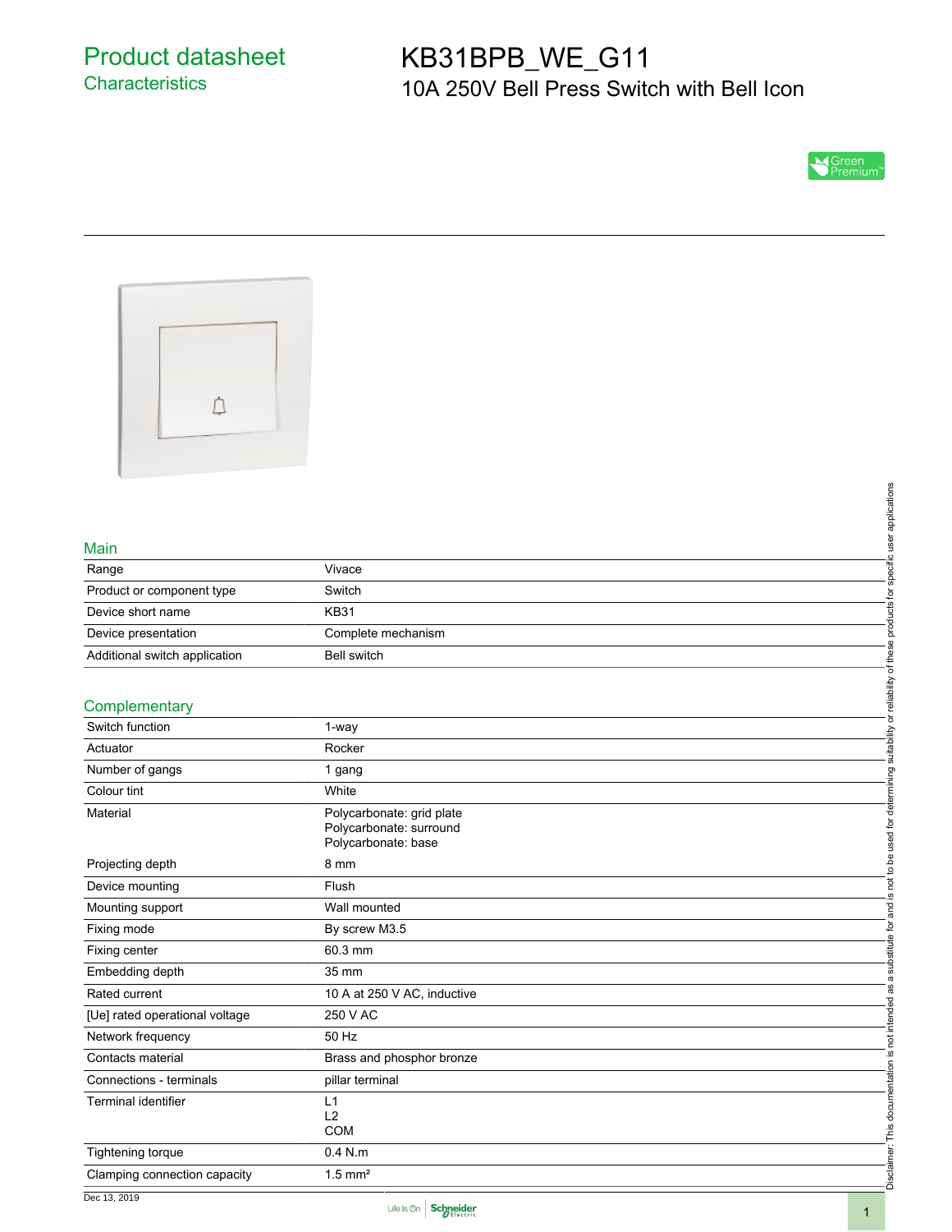# Product datasheet

## Characteristics

# KB31BPB_WE_G11

10A 250V Bell Press Switch with Bell Icon

## Main

| | |
|---|---|
| Range | Vivace |
| Product or component type | Switch |
| Device short name | KB31 |
| Device presentation | Complete mechanism |
| Additional switch application | Bell switch |

## Complementary

| | |
|---|---|
| Switch function | 1-way |
| Actuator | Rocker |
| Number of gangs | 1 gang |
| Colour tint | White |
| Material | Polycarbonate: grid plate<br>Polycarbonate: surround<br>Polycarbonate: base |
| Projecting depth | 8 mm |
| Device mounting | Flush |
| Mounting support | Wall mounted |
| Fixing mode | By screw M3.5 |
| Fixing center | 60.3 mm |
| Embedding depth | 35 mm |
| Rated current | 10 A at 250 V AC, inductive |
| [Ue] rated operational voltage | 250 V AC |
| Network frequency | 50 Hz |
| Contacts material | Brass and phosphor bronze |
| Connections - terminals | pillar terminal |
| Terminal identifier | L1<br>L2<br>COM |
| Tightening torque | 0.4 N.m |
| Clamping connection capacity | 1.5 mm² |

Disclaimer: This documentation is not intended as a substitute for and is not to be used for determining suitability or reliability of these products for specific user applications

Dec 13, 2019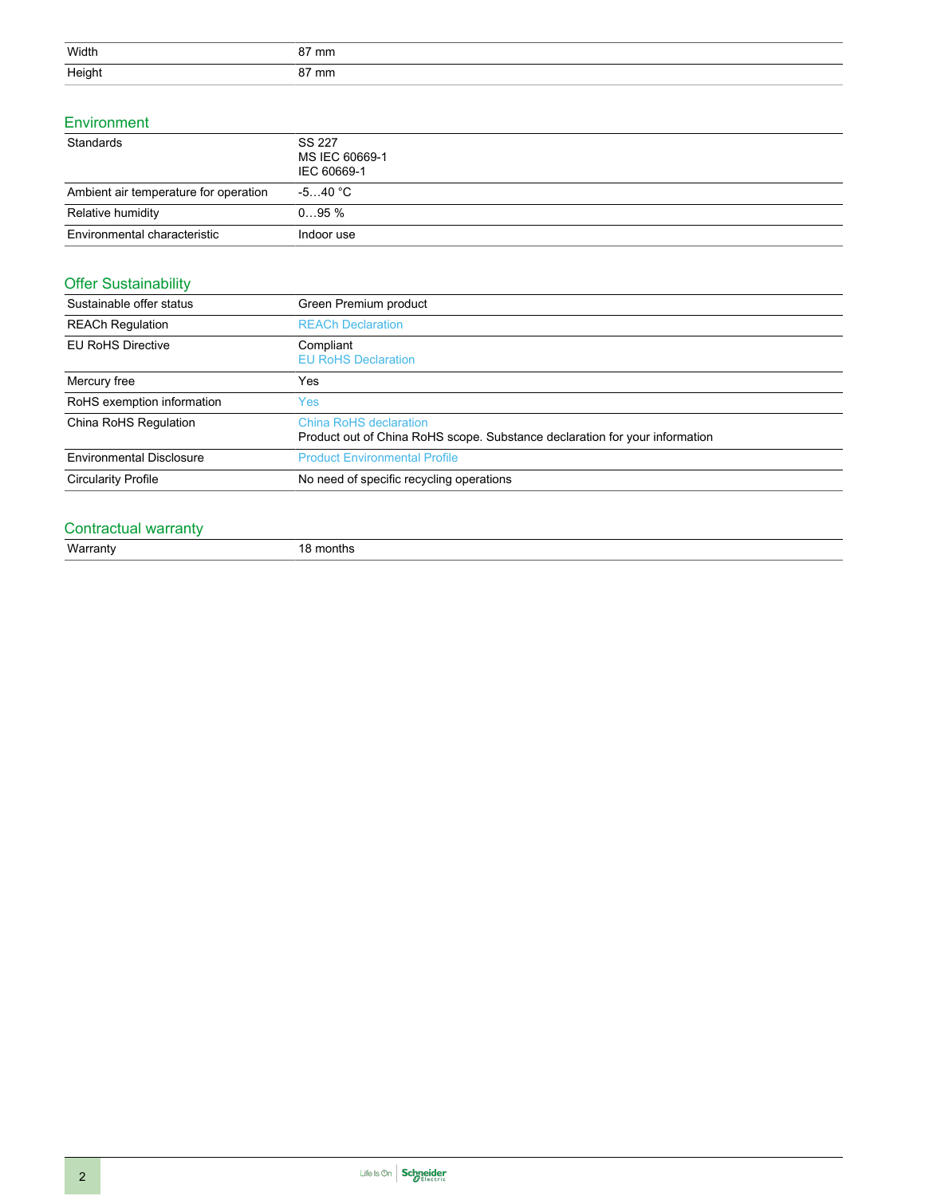| | |
|---|---|
| Width | 87 mm |
| Height | 87 mm |

## Environment

| | |
|---|---|
| Standards | SS 227<br>MS IEC 60669-1<br>IEC 60669-1 |
| Ambient air temperature for operation | -5…40 °C |
| Relative humidity | 0…95 % |
| Environmental characteristic | Indoor use |

## Offer Sustainability

| | |
|---|---|
| Sustainable offer status | Green Premium product |
| REACh Regulation | REACh Declaration |
| EU RoHS Directive | Compliant<br>EU RoHS Declaration |
| Mercury free | Yes |
| RoHS exemption information | Yes |
| China RoHS Regulation | China RoHS declaration<br>Product out of China RoHS scope. Substance declaration for your information |
| Environmental Disclosure | Product Environmental Profile |
| Circularity Profile | No need of specific recycling operations |

## Contractual warranty

| | |
|---|---|
| Warranty | 18 months |